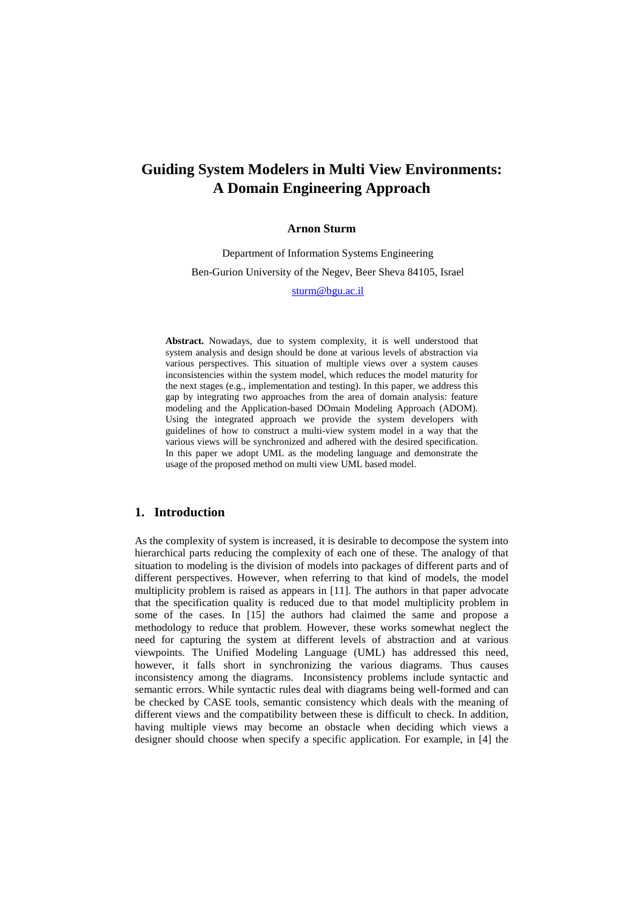# Guiding System Modelers in Multi View Environments: A Domain Engineering Approach

**Arnon Sturm**

Department of Information Systems Engineering

Ben-Gurion University of the Negev, Beer Sheva 84105, Israel

sturm@bgu.ac.il

**Abstract.** Nowadays, due to system complexity, it is well understood that system analysis and design should be done at various levels of abstraction via various perspectives. This situation of multiple views over a system causes inconsistencies within the system model, which reduces the model maturity for the next stages (e.g., implementation and testing). In this paper, we address this gap by integrating two approaches from the area of domain analysis: feature modeling and the Application-based DOmain Modeling Approach (ADOM). Using the integrated approach we provide the system developers with guidelines of how to construct a multi-view system model in a way that the various views will be synchronized and adhered with the desired specification. In this paper we adopt UML as the modeling language and demonstrate the usage of the proposed method on multi view UML based model.

## 1. Introduction

As the complexity of system is increased, it is desirable to decompose the system into hierarchical parts reducing the complexity of each one of these. The analogy of that situation to modeling is the division of models into packages of different parts and of different perspectives. However, when referring to that kind of models, the model multiplicity problem is raised as appears in [11]. The authors in that paper advocate that the specification quality is reduced due to that model multiplicity problem in some of the cases. In [15] the authors had claimed the same and propose a methodology to reduce that problem. However, these works somewhat neglect the need for capturing the system at different levels of abstraction and at various viewpoints. The Unified Modeling Language (UML) has addressed this need, however, it falls short in synchronizing the various diagrams. Thus causes inconsistency among the diagrams. Inconsistency problems include syntactic and semantic errors. While syntactic rules deal with diagrams being well-formed and can be checked by CASE tools, semantic consistency which deals with the meaning of different views and the compatibility between these is difficult to check. In addition, having multiple views may become an obstacle when deciding which views a designer should choose when specify a specific application. For example, in [4] the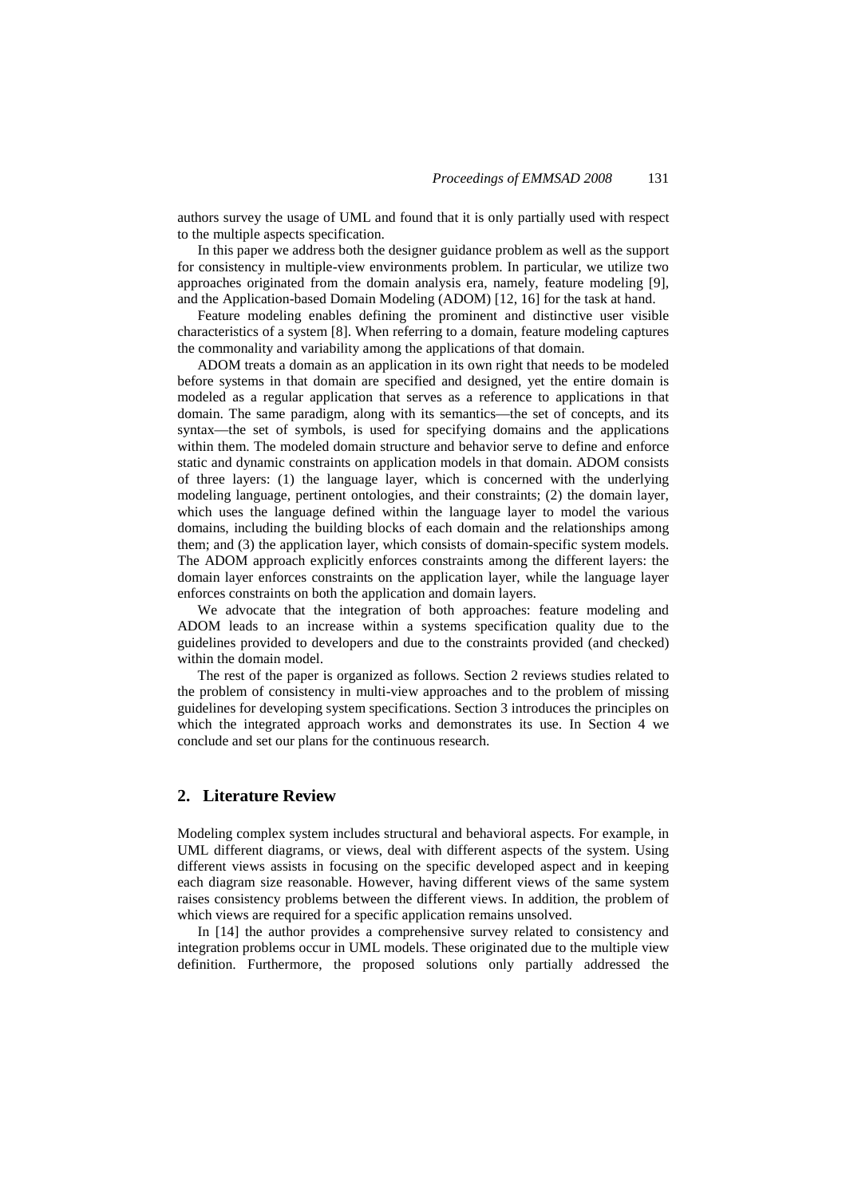authors survey the usage of UML and found that it is only partially used with respect to the multiple aspects specification.

In this paper we address both the designer guidance problem as well as the support for consistency in multiple-view environments problem. In particular, we utilize two approaches originated from the domain analysis era, namely, feature modeling [9], and the Application-based Domain Modeling (ADOM) [12, 16] for the task at hand.

Feature modeling enables defining the prominent and distinctive user visible characteristics of a system [8]. When referring to a domain, feature modeling captures the commonality and variability among the applications of that domain.

ADOM treats a domain as an application in its own right that needs to be modeled before systems in that domain are specified and designed, yet the entire domain is modeled as a regular application that serves as a reference to applications in that domain. The same paradigm, along with its semantics—the set of concepts, and its syntax—the set of symbols, is used for specifying domains and the applications within them. The modeled domain structure and behavior serve to define and enforce static and dynamic constraints on application models in that domain. ADOM consists of three layers: (1) the language layer, which is concerned with the underlying modeling language, pertinent ontologies, and their constraints; (2) the domain layer, which uses the language defined within the language layer to model the various domains, including the building blocks of each domain and the relationships among them; and (3) the application layer, which consists of domain-specific system models. The ADOM approach explicitly enforces constraints among the different layers: the domain layer enforces constraints on the application layer, while the language layer enforces constraints on both the application and domain layers.

We advocate that the integration of both approaches: feature modeling and ADOM leads to an increase within a systems specification quality due to the guidelines provided to developers and due to the constraints provided (and checked) within the domain model.

The rest of the paper is organized as follows. Section 2 reviews studies related to the problem of consistency in multi-view approaches and to the problem of missing guidelines for developing system specifications. Section 3 introduces the principles on which the integrated approach works and demonstrates its use. In Section 4 we conclude and set our plans for the continuous research.

## 2. Literature Review

Modeling complex system includes structural and behavioral aspects. For example, in UML different diagrams, or views, deal with different aspects of the system. Using different views assists in focusing on the specific developed aspect and in keeping each diagram size reasonable. However, having different views of the same system raises consistency problems between the different views. In addition, the problem of which views are required for a specific application remains unsolved.

In [14] the author provides a comprehensive survey related to consistency and integration problems occur in UML models. These originated due to the multiple view definition. Furthermore, the proposed solutions only partially addressed the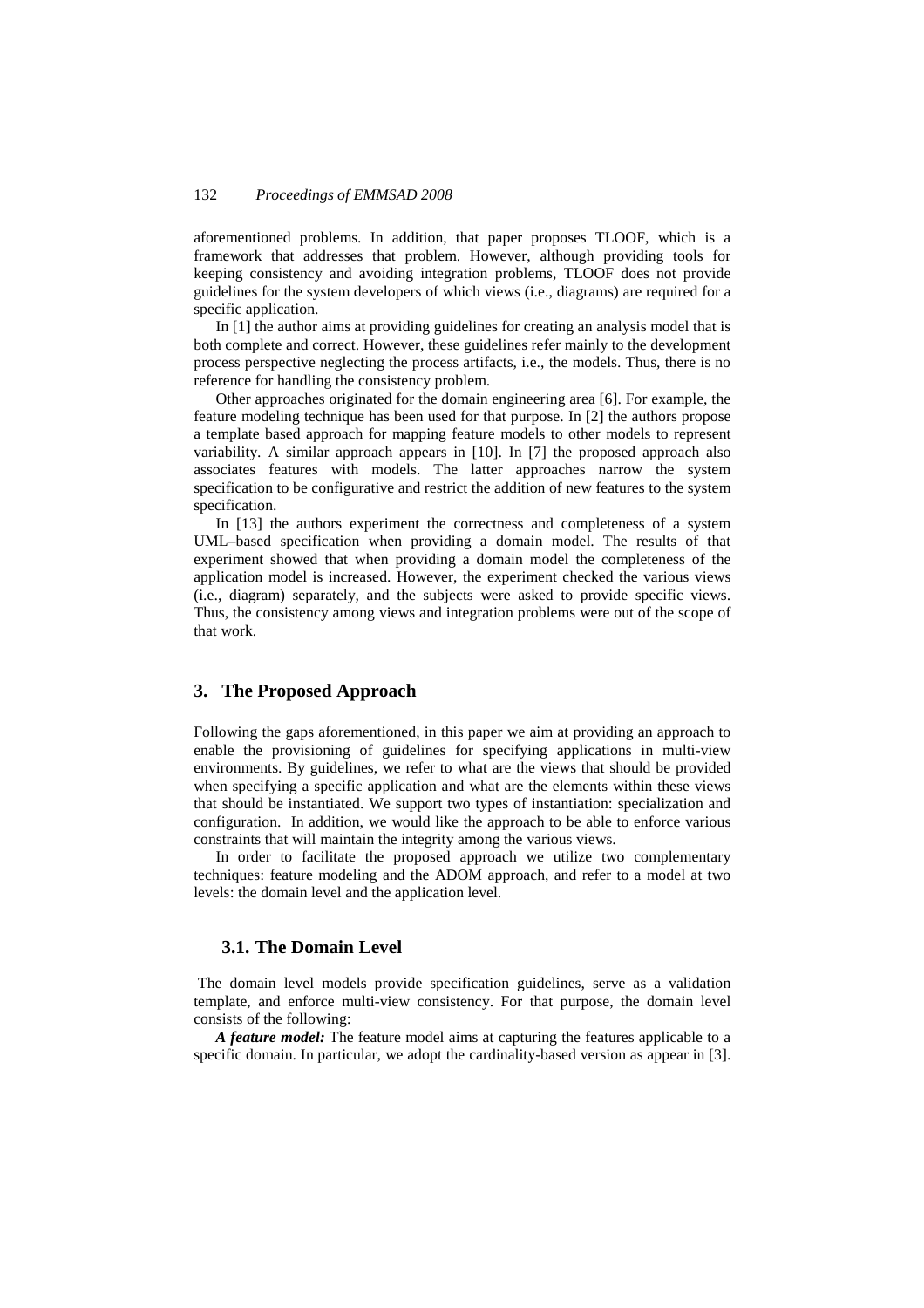aforementioned problems. In addition, that paper proposes TLOOF, which is a framework that addresses that problem. However, although providing tools for keeping consistency and avoiding integration problems, TLOOF does not provide guidelines for the system developers of which views (i.e., diagrams) are required for a specific application.

In [1] the author aims at providing guidelines for creating an analysis model that is both complete and correct. However, these guidelines refer mainly to the development process perspective neglecting the process artifacts, i.e., the models. Thus, there is no reference for handling the consistency problem.

Other approaches originated for the domain engineering area [6]. For example, the feature modeling technique has been used for that purpose. In [2] the authors propose a template based approach for mapping feature models to other models to represent variability. A similar approach appears in [10]. In [7] the proposed approach also associates features with models. The latter approaches narrow the system specification to be configurative and restrict the addition of new features to the system specification.

In [13] the authors experiment the correctness and completeness of a system UML–based specification when providing a domain model. The results of that experiment showed that when providing a domain model the completeness of the application model is increased. However, the experiment checked the various views (i.e., diagram) separately, and the subjects were asked to provide specific views. Thus, the consistency among views and integration problems were out of the scope of that work.

## 3. The Proposed Approach

Following the gaps aforementioned, in this paper we aim at providing an approach to enable the provisioning of guidelines for specifying applications in multi-view environments. By guidelines, we refer to what are the views that should be provided when specifying a specific application and what are the elements within these views that should be instantiated. We support two types of instantiation: specialization and configuration. In addition, we would like the approach to be able to enforce various constraints that will maintain the integrity among the various views.

In order to facilitate the proposed approach we utilize two complementary techniques: feature modeling and the ADOM approach, and refer to a model at two levels: the domain level and the application level.

### 3.1. The Domain Level

The domain level models provide specification guidelines, serve as a validation template, and enforce multi-view consistency. For that purpose, the domain level consists of the following:

***A feature model:*** The feature model aims at capturing the features applicable to a specific domain. In particular, we adopt the cardinality-based version as appear in [3].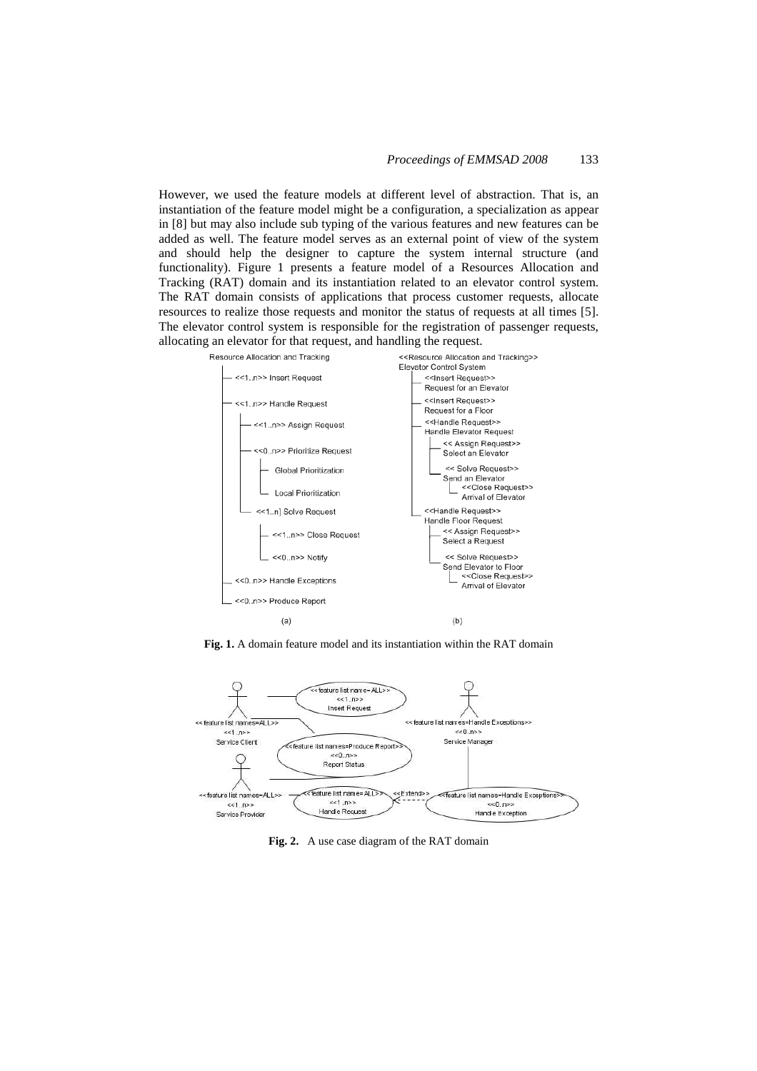However, we used the feature models at different level of abstraction. That is, an instantiation of the feature model might be a configuration, a specialization as appear in [8] but may also include sub typing of the various features and new features can be added as well. The feature model serves as an external point of view of the system and should help the designer to capture the system internal structure (and functionality). Figure 1 presents a feature model of a Resources Allocation and Tracking (RAT) domain and its instantiation related to an elevator control system. The RAT domain consists of applications that process customer requests, allocate resources to realize those requests and monitor the status of requests at all times [5]. The elevator control system is responsible for the registration of passenger requests, allocating an elevator for that request, and handling the request.

**Fig. 1.** A domain feature model and its instantiation within the RAT domain

**Fig. 2.** A use case diagram of the RAT domain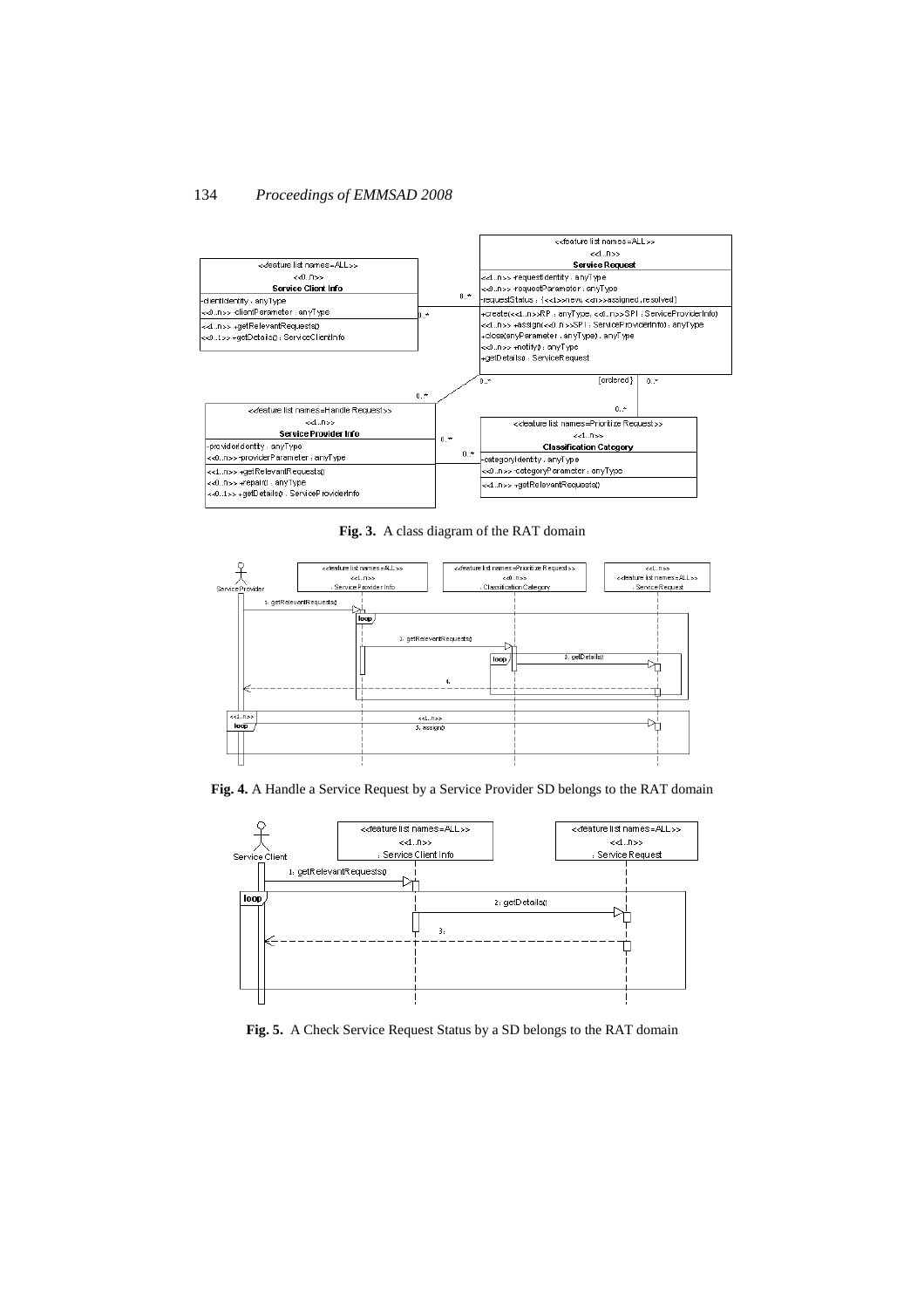Fig. 3. A class diagram of the RAT domain

Fig. 4. A Handle a Service Request by a Service Provider SD belongs to the RAT domain

Fig. 5. A Check Service Request Status by a SD belongs to the RAT domain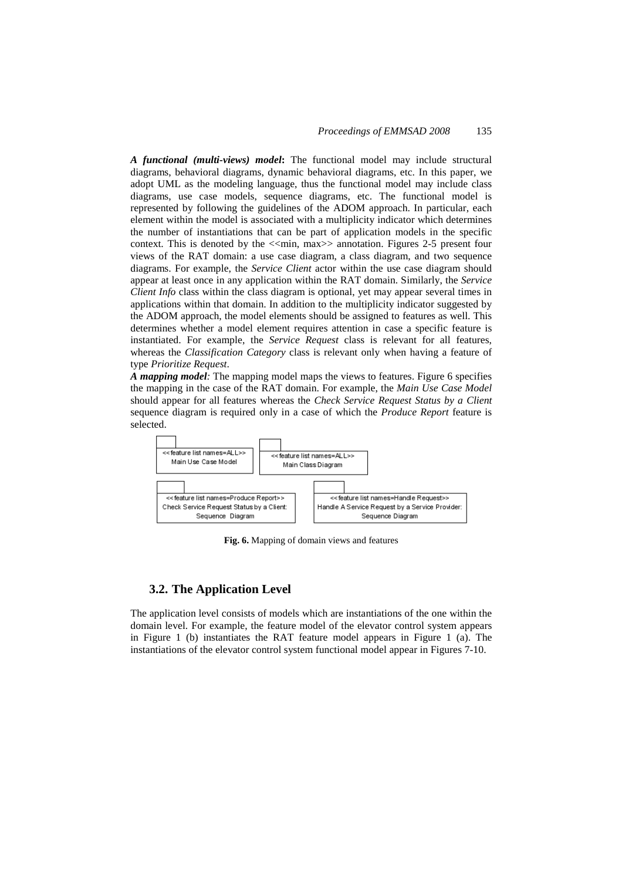***A functional (multi-views) model*:** The functional model may include structural diagrams, behavioral diagrams, dynamic behavioral diagrams, etc. In this paper, we adopt UML as the modeling language, thus the functional model may include class diagrams, use case models, sequence diagrams, etc. The functional model is represented by following the guidelines of the ADOM approach. In particular, each element within the model is associated with a multiplicity indicator which determines the number of instantiations that can be part of application models in the specific context. This is denoted by the <<min, max>> annotation. Figures 2-5 present four views of the RAT domain: a use case diagram, a class diagram, and two sequence diagrams. For example, the *Service Client* actor within the use case diagram should appear at least once in any application within the RAT domain. Similarly, the *Service Client Info* class within the class diagram is optional, yet may appear several times in applications within that domain. In addition to the multiplicity indicator suggested by the ADOM approach, the model elements should be assigned to features as well. This determines whether a model element requires attention in case a specific feature is instantiated. For example, the *Service Request* class is relevant for all features, whereas the *Classification Category* class is relevant only when having a feature of type *Prioritize Request*.

***A mapping model*:** The mapping model maps the views to features. Figure 6 specifies the mapping in the case of the RAT domain. For example, the *Main Use Case Model* should appear for all features whereas the *Check Service Request Status by a Client* sequence diagram is required only in a case of which the *Produce Report* feature is selected.

<<feature list names=ALL>>
Main Use Case Model

<<feature list names=ALL>>
Main Class Diagram

<<feature list names=Produce Report>>
Check Service Request Status by a Client: Sequence Diagram

<<feature list names=Handle Request>>
Handle A Service Request by a Service Provider: Sequence Diagram

**Fig. 6.** Mapping of domain views and features

## 3.2. The Application Level

The application level consists of models which are instantiations of the one within the domain level. For example, the feature model of the elevator control system appears in Figure 1 (b) instantiates the RAT feature model appears in Figure 1 (a). The instantiations of the elevator control system functional model appear in Figures 7-10.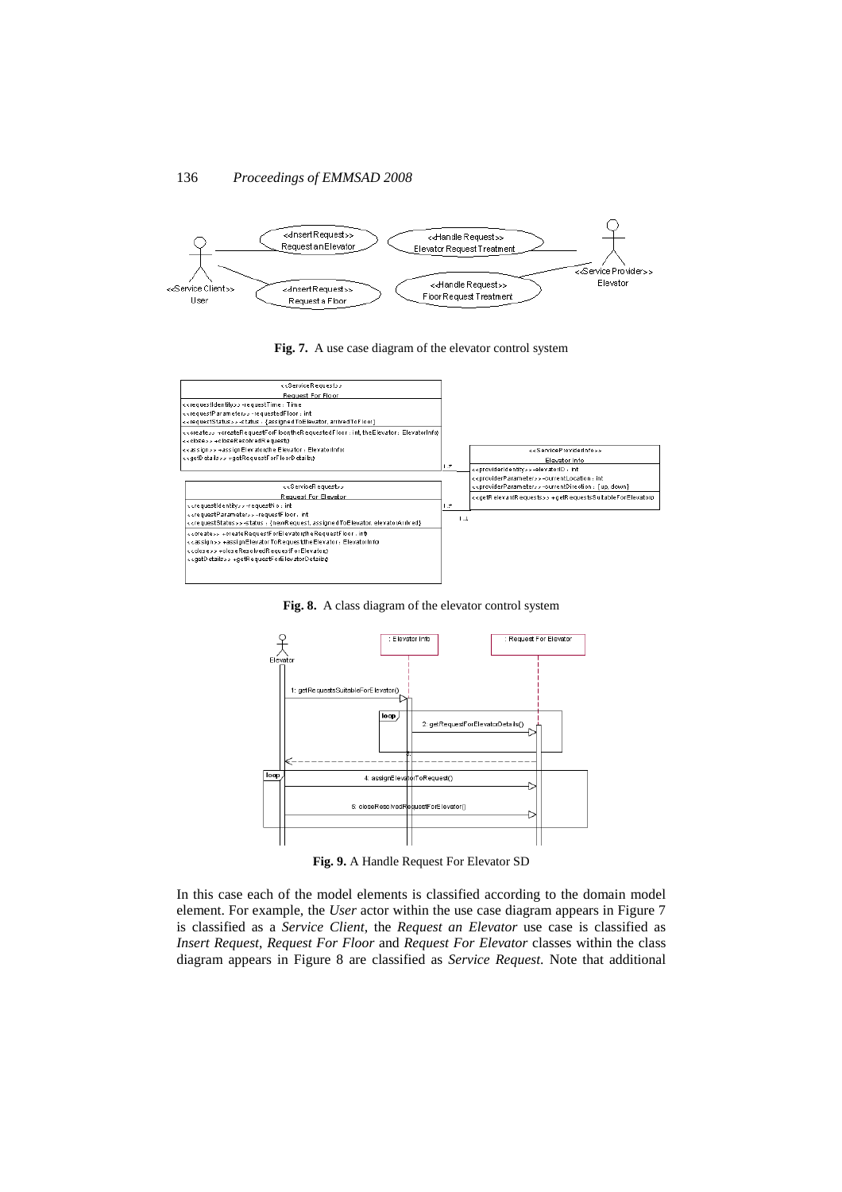**Fig. 7.** A use case diagram of the elevator control system

**Fig. 8.** A class diagram of the elevator control system

**Fig. 9.** A Handle Request For Elevator SD

In this case each of the model elements is classified according to the domain model element. For example, the *User* actor within the use case diagram appears in Figure 7 is classified as a *Service Client*, the *Request an Elevator* use case is classified as *Insert Request*, *Request For Floor* and *Request For Elevator* classes within the class diagram appears in Figure 8 are classified as *Service Request*. Note that additional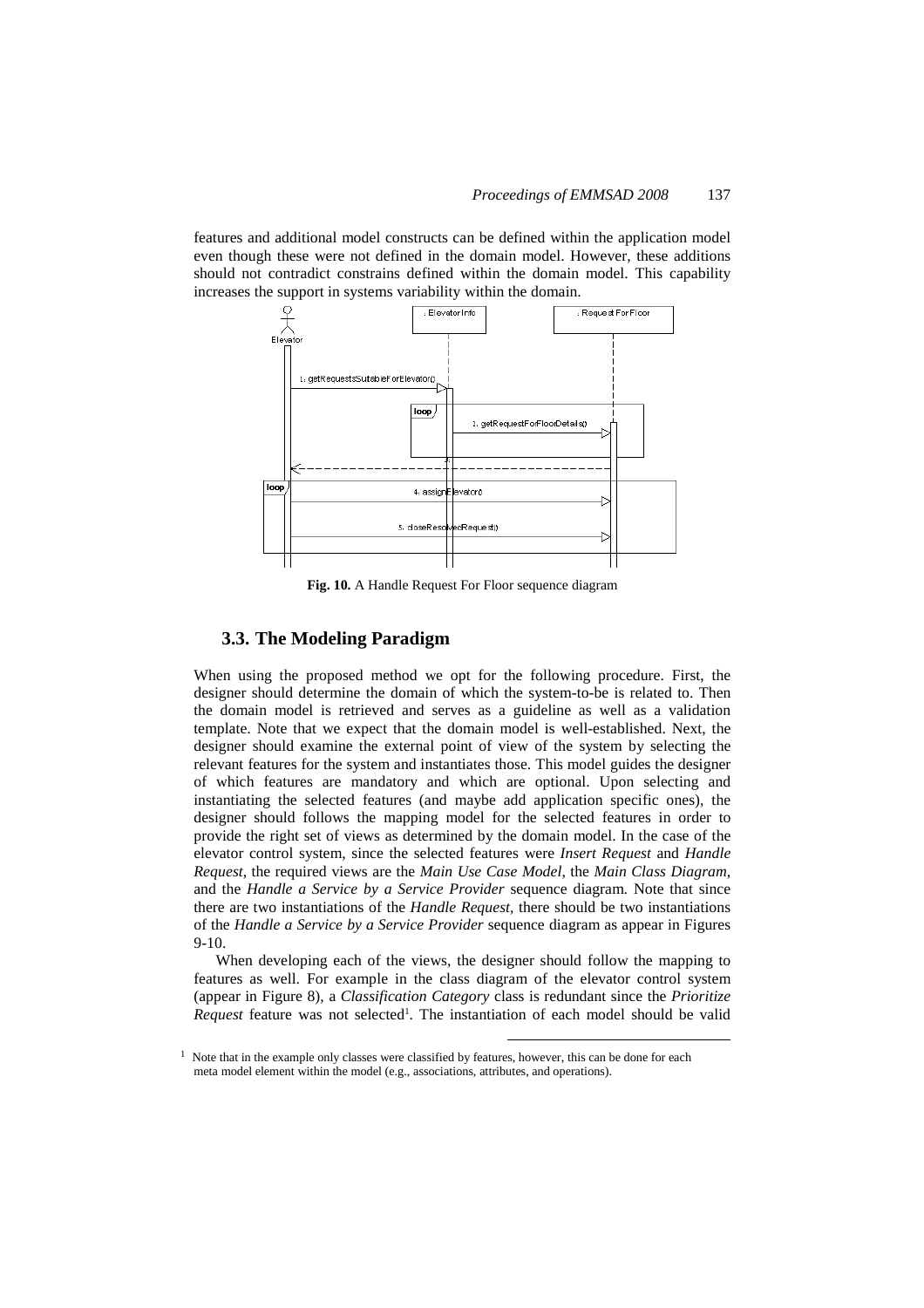features and additional model constructs can be defined within the application model even though these were not defined in the domain model. However, these additions should not contradict constrains defined within the domain model. This capability increases the support in systems variability within the domain.

**Fig. 10.** A Handle Request For Floor sequence diagram

## 3.3. The Modeling Paradigm

When using the proposed method we opt for the following procedure. First, the designer should determine the domain of which the system-to-be is related to. Then the domain model is retrieved and serves as a guideline as well as a validation template. Note that we expect that the domain model is well-established. Next, the designer should examine the external point of view of the system by selecting the relevant features for the system and instantiates those. This model guides the designer of which features are mandatory and which are optional. Upon selecting and instantiating the selected features (and maybe add application specific ones), the designer should follows the mapping model for the selected features in order to provide the right set of views as determined by the domain model. In the case of the elevator control system, since the selected features were *Insert Request* and *Handle Request*, the required views are the *Main Use Case Model*, the *Main Class Diagram*, and the *Handle a Service by a Service Provider* sequence diagram. Note that since there are two instantiations of the *Handle Request*, there should be two instantiations of the *Handle a Service by a Service Provider* sequence diagram as appear in Figures 9-10.

When developing each of the views, the designer should follow the mapping to features as well. For example in the class diagram of the elevator control system (appear in Figure 8), a *Classification Category* class is redundant since the *Prioritize Request* feature was not selected[1]. The instantiation of each model should be valid

[1] Note that in the example only classes were classified by features, however, this can be done for each meta model element within the model (e.g., associations, attributes, and operations).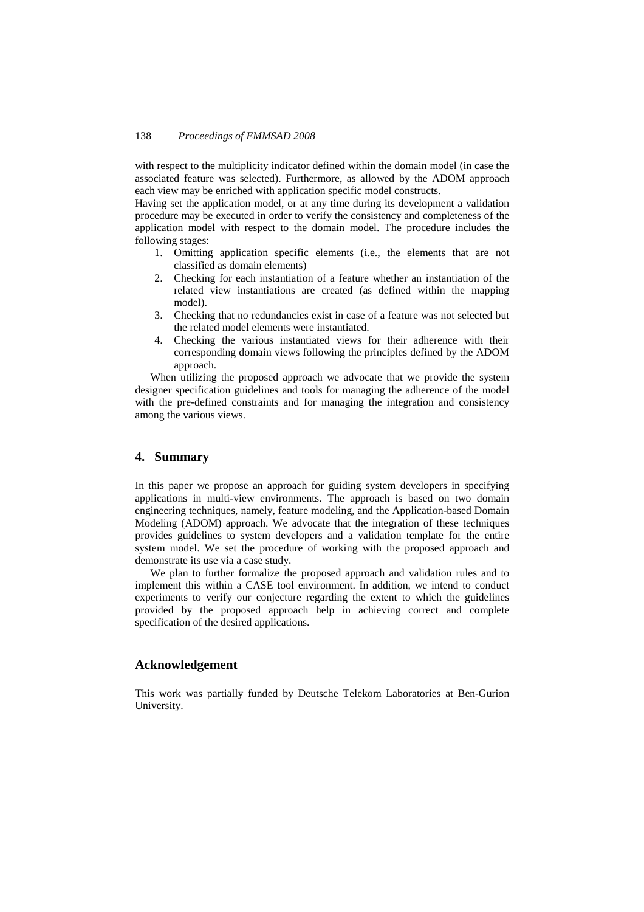with respect to the multiplicity indicator defined within the domain model (in case the associated feature was selected). Furthermore, as allowed by the ADOM approach each view may be enriched with application specific model constructs.

Having set the application model, or at any time during its development a validation procedure may be executed in order to verify the consistency and completeness of the application model with respect to the domain model. The procedure includes the following stages:

1. Omitting application specific elements (i.e., the elements that are not classified as domain elements)
2. Checking for each instantiation of a feature whether an instantiation of the related view instantiations are created (as defined within the mapping model).
3. Checking that no redundancies exist in case of a feature was not selected but the related model elements were instantiated.
4. Checking the various instantiated views for their adherence with their corresponding domain views following the principles defined by the ADOM approach.

When utilizing the proposed approach we advocate that we provide the system designer specification guidelines and tools for managing the adherence of the model with the pre-defined constraints and for managing the integration and consistency among the various views.

## 4. Summary

In this paper we propose an approach for guiding system developers in specifying applications in multi-view environments. The approach is based on two domain engineering techniques, namely, feature modeling, and the Application-based Domain Modeling (ADOM) approach. We advocate that the integration of these techniques provides guidelines to system developers and a validation template for the entire system model. We set the procedure of working with the proposed approach and demonstrate its use via a case study.

We plan to further formalize the proposed approach and validation rules and to implement this within a CASE tool environment. In addition, we intend to conduct experiments to verify our conjecture regarding the extent to which the guidelines provided by the proposed approach help in achieving correct and complete specification of the desired applications.

## Acknowledgement

This work was partially funded by Deutsche Telekom Laboratories at Ben-Gurion University.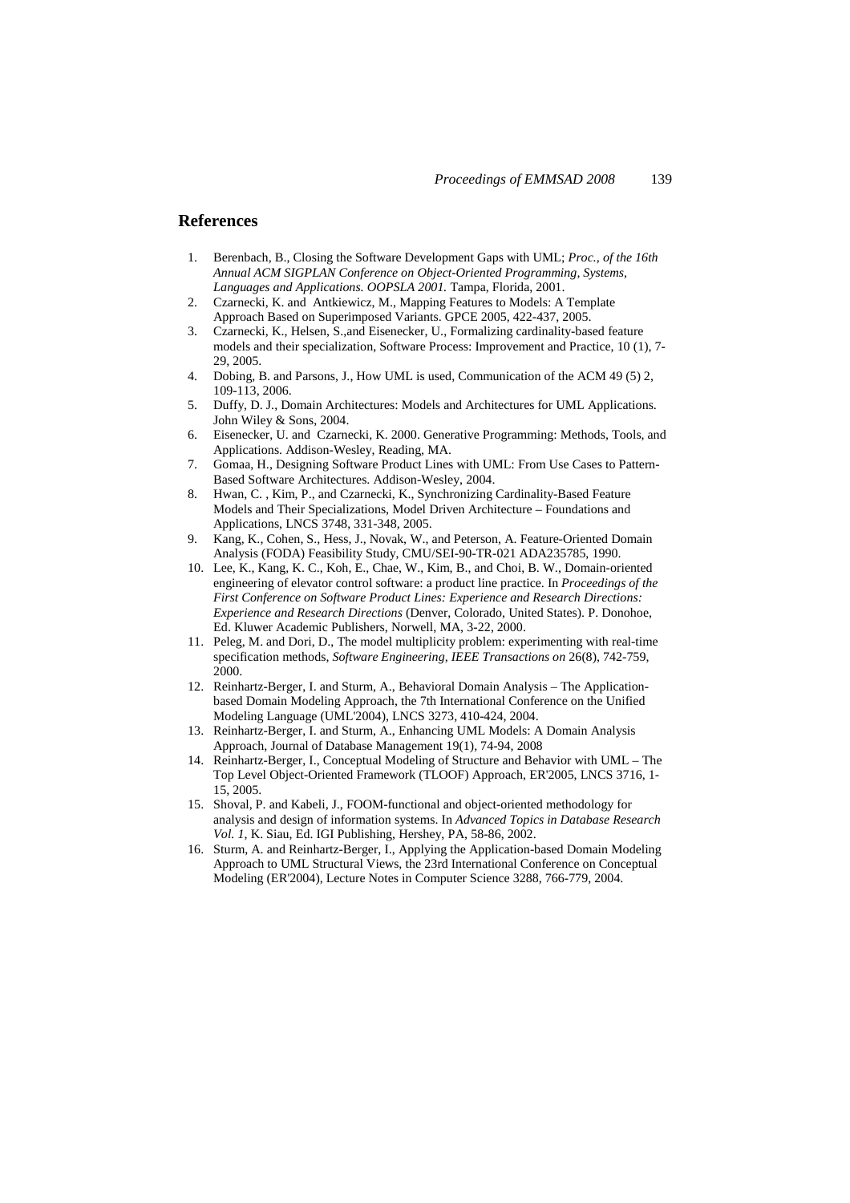## References

1. Berenbach, B., Closing the Software Development Gaps with UML; *Proc., of the 16th Annual ACM SIGPLAN Conference on Object-Oriented Programming, Systems, Languages and Applications. OOPSLA 2001.* Tampa, Florida, 2001.
2. Czarnecki, K. and Antkiewicz, M., Mapping Features to Models: A Template Approach Based on Superimposed Variants. GPCE 2005, 422-437, 2005.
3. Czarnecki, K., Helsen, S.,and Eisenecker, U., Formalizing cardinality-based feature models and their specialization, Software Process: Improvement and Practice, 10 (1), 7-29, 2005.
4. Dobing, B. and Parsons, J., How UML is used, Communication of the ACM 49 (5) 2, 109-113, 2006.
5. Duffy, D. J., Domain Architectures: Models and Architectures for UML Applications. John Wiley & Sons, 2004.
6. Eisenecker, U. and Czarnecki, K. 2000. Generative Programming: Methods, Tools, and Applications. Addison-Wesley, Reading, MA.
7. Gomaa, H., Designing Software Product Lines with UML: From Use Cases to Pattern-Based Software Architectures. Addison-Wesley, 2004.
8. Hwan, C. , Kim, P., and Czarnecki, K., Synchronizing Cardinality-Based Feature Models and Their Specializations, Model Driven Architecture – Foundations and Applications, LNCS 3748, 331-348, 2005.
9. Kang, K., Cohen, S., Hess, J., Novak, W., and Peterson, A. Feature-Oriented Domain Analysis (FODA) Feasibility Study, CMU/SEI-90-TR-021 ADA235785, 1990.
10. Lee, K., Kang, K. C., Koh, E., Chae, W., Kim, B., and Choi, B. W., Domain-oriented engineering of elevator control software: a product line practice. In *Proceedings of the First Conference on Software Product Lines: Experience and Research Directions: Experience and Research Directions* (Denver, Colorado, United States). P. Donohoe, Ed. Kluwer Academic Publishers, Norwell, MA, 3-22, 2000.
11. Peleg, M. and Dori, D., The model multiplicity problem: experimenting with real-time specification methods, *Software Engineering, IEEE Transactions on* 26(8), 742-759, 2000.
12. Reinhartz-Berger, I. and Sturm, A., Behavioral Domain Analysis – The Application-based Domain Modeling Approach, the 7th International Conference on the Unified Modeling Language (UML'2004), LNCS 3273, 410-424, 2004.
13. Reinhartz-Berger, I. and Sturm, A., Enhancing UML Models: A Domain Analysis Approach, Journal of Database Management 19(1), 74-94, 2008
14. Reinhartz-Berger, I., Conceptual Modeling of Structure and Behavior with UML – The Top Level Object-Oriented Framework (TLOOF) Approach, ER'2005, LNCS 3716, 1-15, 2005.
15. Shoval, P. and Kabeli, J., FOOM-functional and object-oriented methodology for analysis and design of information systems. In *Advanced Topics in Database Research Vol. 1*, K. Siau, Ed. IGI Publishing, Hershey, PA, 58-86, 2002.
16. Sturm, A. and Reinhartz-Berger, I., Applying the Application-based Domain Modeling Approach to UML Structural Views, the 23rd International Conference on Conceptual Modeling (ER'2004), Lecture Notes in Computer Science 3288, 766-779, 2004.